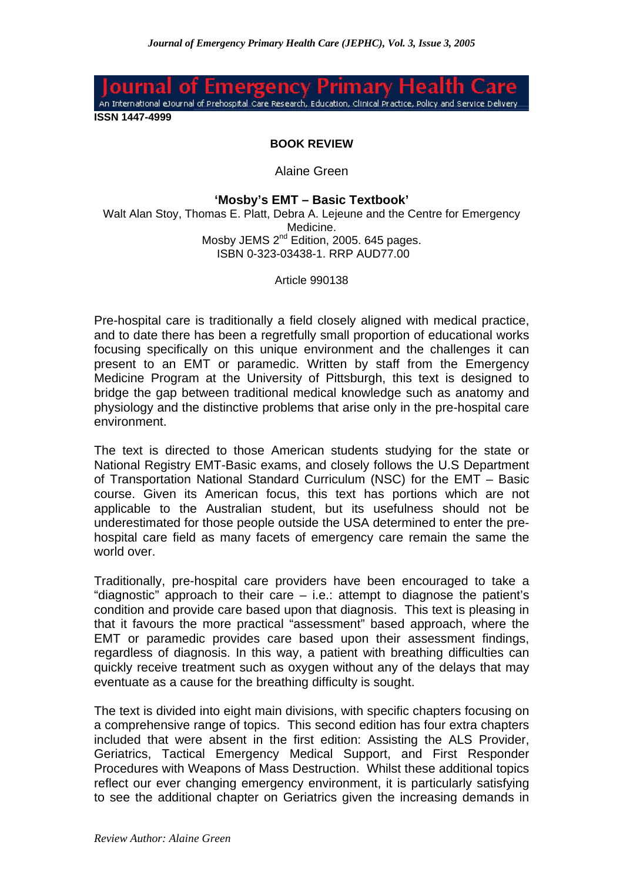ISSN 1447-4999

## BOOK REVIEW

Alaine Green

**'Mosby's EMT – Basic Textbook'**

Walt Alan Stoy, Thomas E. Platt, Debra A. Lejeune and the Centre for Emergency Medicine.
Mosby JEMS 2nd Edition, 2005. 645 pages.
ISBN 0-323-03438-1. RRP AUD77.00

Article 990138

Pre-hospital care is traditionally a field closely aligned with medical practice, and to date there has been a regretfully small proportion of educational works focusing specifically on this unique environment and the challenges it can present to an EMT or paramedic. Written by staff from the Emergency Medicine Program at the University of Pittsburgh, this text is designed to bridge the gap between traditional medical knowledge such as anatomy and physiology and the distinctive problems that arise only in the pre-hospital care environment.

The text is directed to those American students studying for the state or National Registry EMT-Basic exams, and closely follows the U.S Department of Transportation National Standard Curriculum (NSC) for the EMT – Basic course. Given its American focus, this text has portions which are not applicable to the Australian student, but its usefulness should not be underestimated for those people outside the USA determined to enter the pre-hospital care field as many facets of emergency care remain the same the world over.

Traditionally, pre-hospital care providers have been encouraged to take a "diagnostic" approach to their care – i.e.: attempt to diagnose the patient's condition and provide care based upon that diagnosis. This text is pleasing in that it favours the more practical "assessment" based approach, where the EMT or paramedic provides care based upon their assessment findings, regardless of diagnosis. In this way, a patient with breathing difficulties can quickly receive treatment such as oxygen without any of the delays that may eventuate as a cause for the breathing difficulty is sought.

The text is divided into eight main divisions, with specific chapters focusing on a comprehensive range of topics. This second edition has four extra chapters included that were absent in the first edition: Assisting the ALS Provider, Geriatrics, Tactical Emergency Medical Support, and First Responder Procedures with Weapons of Mass Destruction. Whilst these additional topics reflect our ever changing emergency environment, it is particularly satisfying to see the additional chapter on Geriatrics given the increasing demands in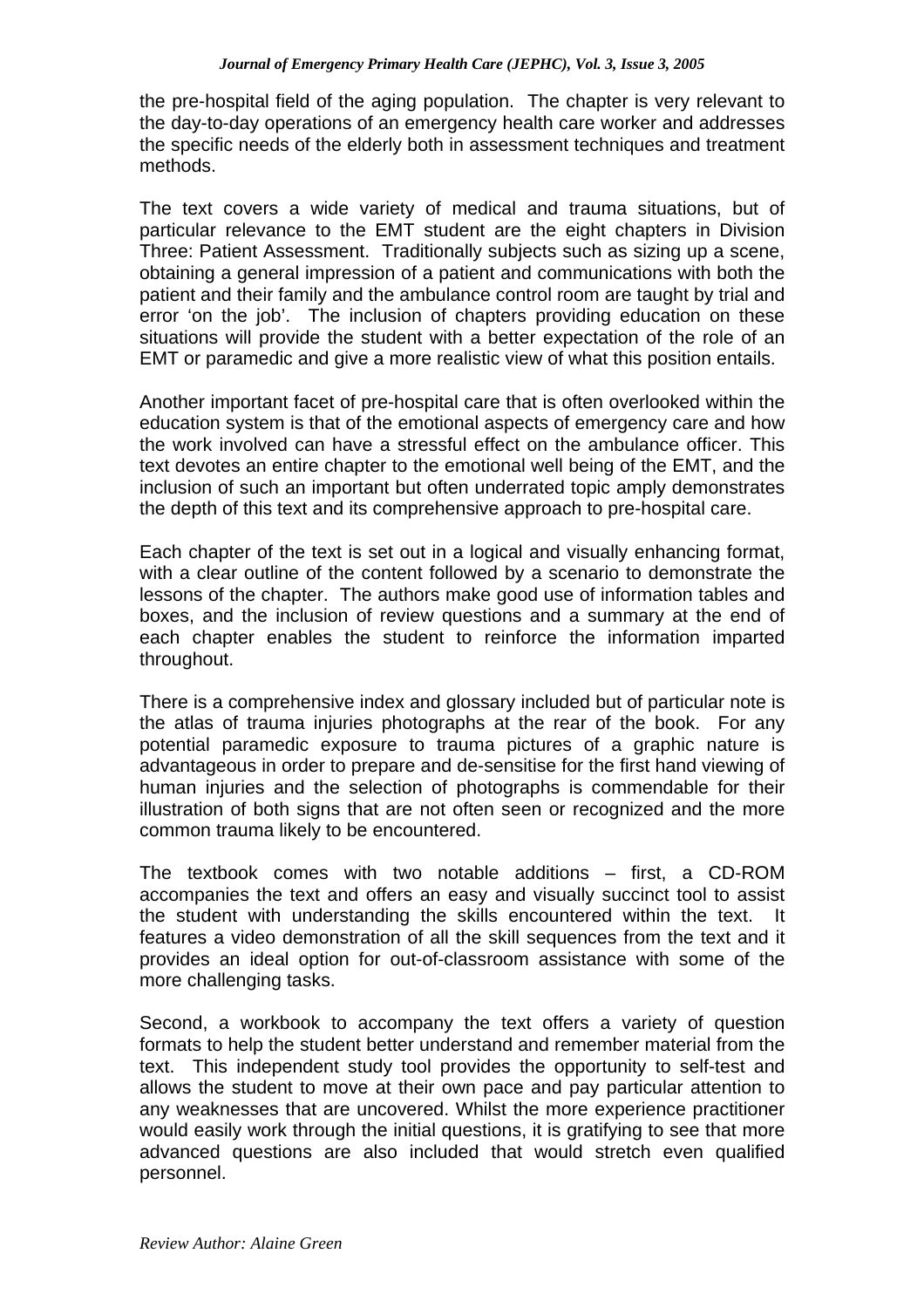the pre-hospital field of the aging population. The chapter is very relevant to the day-to-day operations of an emergency health care worker and addresses the specific needs of the elderly both in assessment techniques and treatment methods.

The text covers a wide variety of medical and trauma situations, but of particular relevance to the EMT student are the eight chapters in Division Three: Patient Assessment. Traditionally subjects such as sizing up a scene, obtaining a general impression of a patient and communications with both the patient and their family and the ambulance control room are taught by trial and error 'on the job'. The inclusion of chapters providing education on these situations will provide the student with a better expectation of the role of an EMT or paramedic and give a more realistic view of what this position entails.

Another important facet of pre-hospital care that is often overlooked within the education system is that of the emotional aspects of emergency care and how the work involved can have a stressful effect on the ambulance officer. This text devotes an entire chapter to the emotional well being of the EMT, and the inclusion of such an important but often underrated topic amply demonstrates the depth of this text and its comprehensive approach to pre-hospital care.

Each chapter of the text is set out in a logical and visually enhancing format, with a clear outline of the content followed by a scenario to demonstrate the lessons of the chapter. The authors make good use of information tables and boxes, and the inclusion of review questions and a summary at the end of each chapter enables the student to reinforce the information imparted throughout.

There is a comprehensive index and glossary included but of particular note is the atlas of trauma injuries photographs at the rear of the book. For any potential paramedic exposure to trauma pictures of a graphic nature is advantageous in order to prepare and de-sensitise for the first hand viewing of human injuries and the selection of photographs is commendable for their illustration of both signs that are not often seen or recognized and the more common trauma likely to be encountered.

The textbook comes with two notable additions – first, a CD-ROM accompanies the text and offers an easy and visually succinct tool to assist the student with understanding the skills encountered within the text. It features a video demonstration of all the skill sequences from the text and it provides an ideal option for out-of-classroom assistance with some of the more challenging tasks.

Second, a workbook to accompany the text offers a variety of question formats to help the student better understand and remember material from the text. This independent study tool provides the opportunity to self-test and allows the student to move at their own pace and pay particular attention to any weaknesses that are uncovered. Whilst the more experience practitioner would easily work through the initial questions, it is gratifying to see that more advanced questions are also included that would stretch even qualified personnel.

*Review Author: Alaine Green*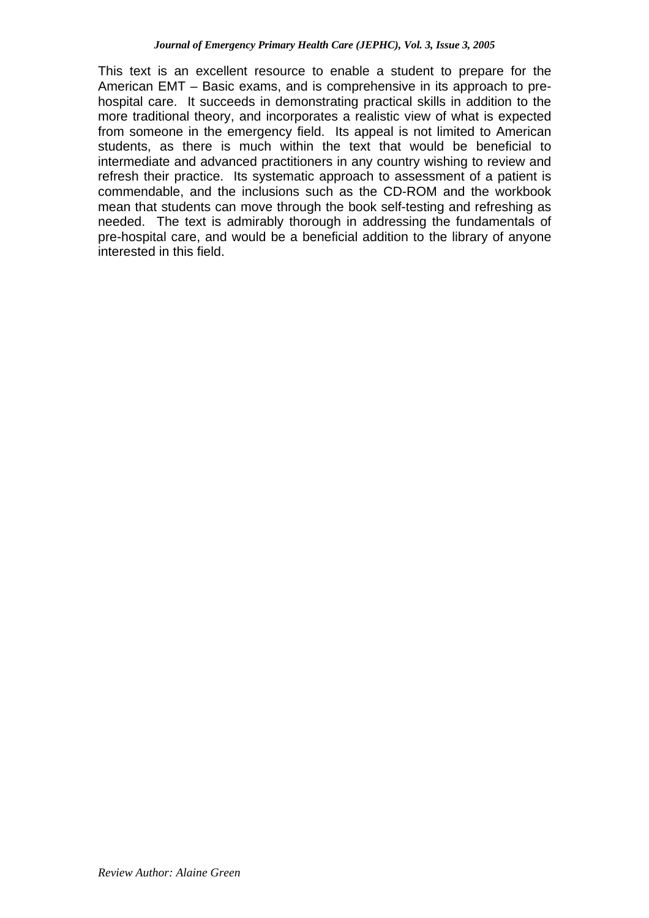This text is an excellent resource to enable a student to prepare for the American EMT – Basic exams, and is comprehensive in its approach to pre-hospital care. It succeeds in demonstrating practical skills in addition to the more traditional theory, and incorporates a realistic view of what is expected from someone in the emergency field. Its appeal is not limited to American students, as there is much within the text that would be beneficial to intermediate and advanced practitioners in any country wishing to review and refresh their practice. Its systematic approach to assessment of a patient is commendable, and the inclusions such as the CD-ROM and the workbook mean that students can move through the book self-testing and refreshing as needed. The text is admirably thorough in addressing the fundamentals of pre-hospital care, and would be a beneficial addition to the library of anyone interested in this field.

*Review Author: Alaine Green*